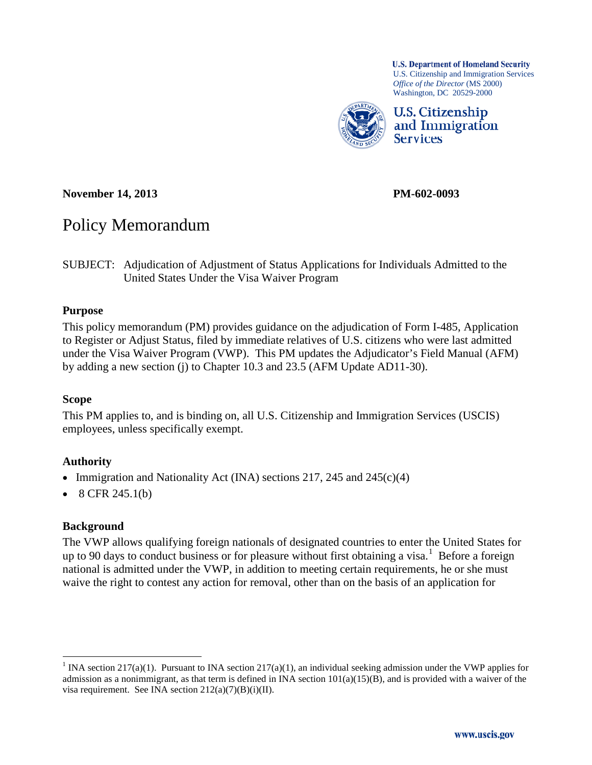**U.S. Department of Homeland Security**
U.S. Citizenship and Immigration Services
*Office of the Director* (MS 2000)
Washington, DC 20529-2000

**U.S. Citizenship and Immigration Services**

**November 14, 2013** **PM-602-0093**

# Policy Memorandum

SUBJECT: Adjudication of Adjustment of Status Applications for Individuals Admitted to the United States Under the Visa Waiver Program

## Purpose

This policy memorandum (PM) provides guidance on the adjudication of Form I-485, Application to Register or Adjust Status, filed by immediate relatives of U.S. citizens who were last admitted under the Visa Waiver Program (VWP). This PM updates the Adjudicator's Field Manual (AFM) by adding a new section (j) to Chapter 10.3 and 23.5 (AFM Update AD11-30).

## Scope

This PM applies to, and is binding on, all U.S. Citizenship and Immigration Services (USCIS) employees, unless specifically exempt.

## Authority

- Immigration and Nationality Act (INA) sections 217, 245 and 245(c)(4)
- 8 CFR 245.1(b)

## Background

The VWP allows qualifying foreign nationals of designated countries to enter the United States for up to 90 days to conduct business or for pleasure without first obtaining a visa.[1] Before a foreign national is admitted under the VWP, in addition to meeting certain requirements, he or she must waive the right to contest any action for removal, other than on the basis of an application for

---

[1] INA section 217(a)(1). Pursuant to INA section 217(a)(1), an individual seeking admission under the VWP applies for admission as a nonimmigrant, as that term is defined in INA section 101(a)(15)(B), and is provided with a waiver of the visa requirement. See INA section 212(a)(7)(B)(i)(II).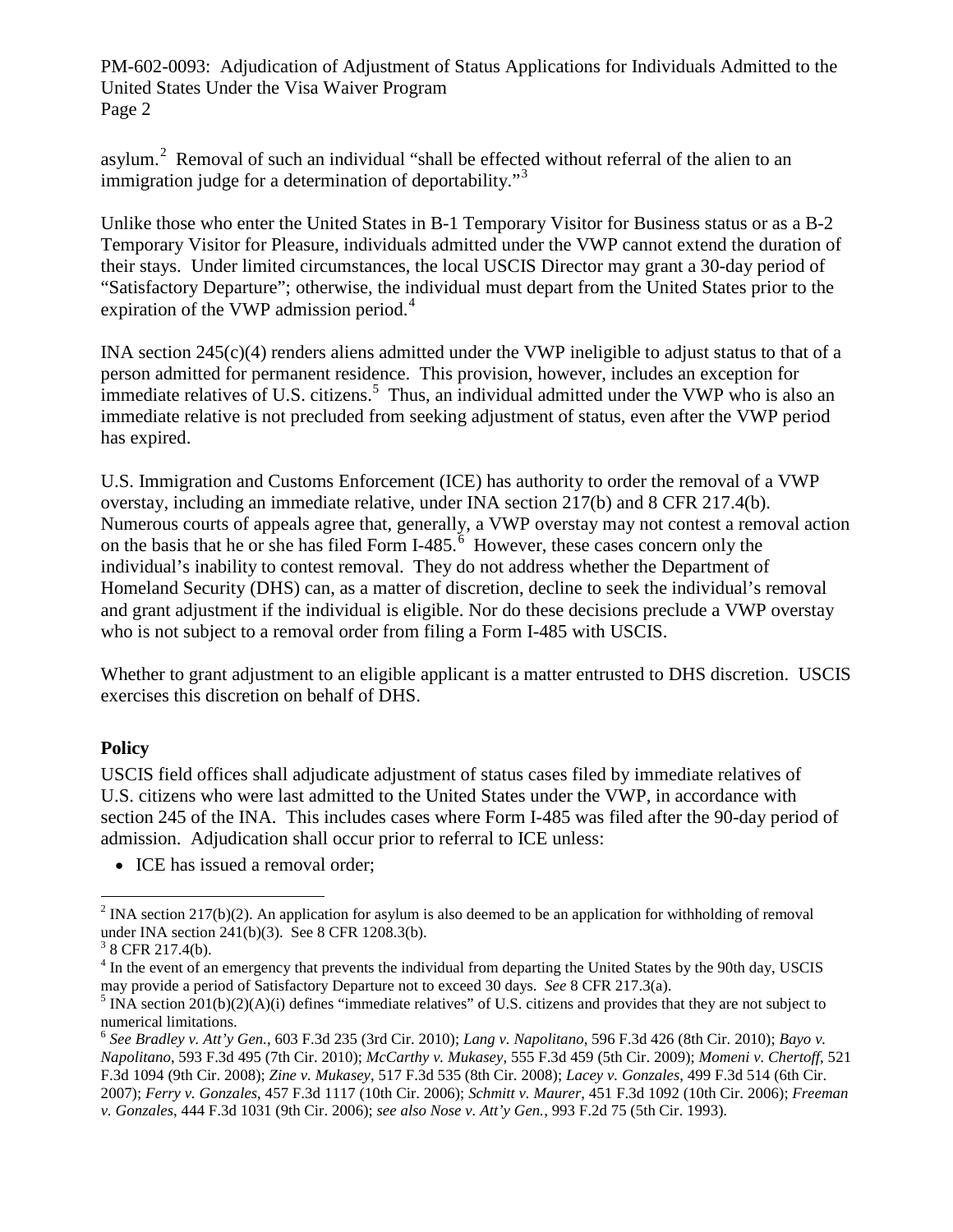asylum.[2] Removal of such an individual "shall be effected without referral of the alien to an immigration judge for a determination of deportability."[3]

Unlike those who enter the United States in B-1 Temporary Visitor for Business status or as a B-2 Temporary Visitor for Pleasure, individuals admitted under the VWP cannot extend the duration of their stays. Under limited circumstances, the local USCIS Director may grant a 30-day period of "Satisfactory Departure"; otherwise, the individual must depart from the United States prior to the expiration of the VWP admission period.[4]

INA section 245(c)(4) renders aliens admitted under the VWP ineligible to adjust status to that of a person admitted for permanent residence. This provision, however, includes an exception for immediate relatives of U.S. citizens.[5] Thus, an individual admitted under the VWP who is also an immediate relative is not precluded from seeking adjustment of status, even after the VWP period has expired.

U.S. Immigration and Customs Enforcement (ICE) has authority to order the removal of a VWP overstay, including an immediate relative, under INA section 217(b) and 8 CFR 217.4(b). Numerous courts of appeals agree that, generally, a VWP overstay may not contest a removal action on the basis that he or she has filed Form I-485.[6] However, these cases concern only the individual's inability to contest removal. They do not address whether the Department of Homeland Security (DHS) can, as a matter of discretion, decline to seek the individual's removal and grant adjustment if the individual is eligible. Nor do these decisions preclude a VWP overstay who is not subject to a removal order from filing a Form I-485 with USCIS.

Whether to grant adjustment to an eligible applicant is a matter entrusted to DHS discretion. USCIS exercises this discretion on behalf of DHS.

**Policy**

USCIS field offices shall adjudicate adjustment of status cases filed by immediate relatives of U.S. citizens who were last admitted to the United States under the VWP, in accordance with section 245 of the INA. This includes cases where Form I-485 was filed after the 90-day period of admission. Adjudication shall occur prior to referral to ICE unless:

- ICE has issued a removal order;

---

[2] INA section 217(b)(2). An application for asylum is also deemed to be an application for withholding of removal under INA section 241(b)(3). See 8 CFR 1208.3(b).

[3] 8 CFR 217.4(b).

[4] In the event of an emergency that prevents the individual from departing the United States by the 90th day, USCIS may provide a period of Satisfactory Departure not to exceed 30 days. *See* 8 CFR 217.3(a).

[5] INA section 201(b)(2)(A)(i) defines "immediate relatives" of U.S. citizens and provides that they are not subject to numerical limitations.

[6] *See Bradley v. Att'y Gen.*, 603 F.3d 235 (3rd Cir. 2010); *Lang v. Napolitano*, 596 F.3d 426 (8th Cir. 2010); *Bayo v. Napolitano*, 593 F.3d 495 (7th Cir. 2010); *McCarthy v. Mukasey*, 555 F.3d 459 (5th Cir. 2009); *Momeni v. Chertoff*, 521 F.3d 1094 (9th Cir. 2008); *Zine v. Mukasey*, 517 F.3d 535 (8th Cir. 2008); *Lacey v. Gonzales*, 499 F.3d 514 (6th Cir. 2007); *Ferry v. Gonzales*, 457 F.3d 1117 (10th Cir. 2006); *Schmitt v. Maurer*, 451 F.3d 1092 (10th Cir. 2006); *Freeman v. Gonzales*, 444 F.3d 1031 (9th Cir. 2006); *see also Nose v. Att'y Gen.*, 993 F.2d 75 (5th Cir. 1993).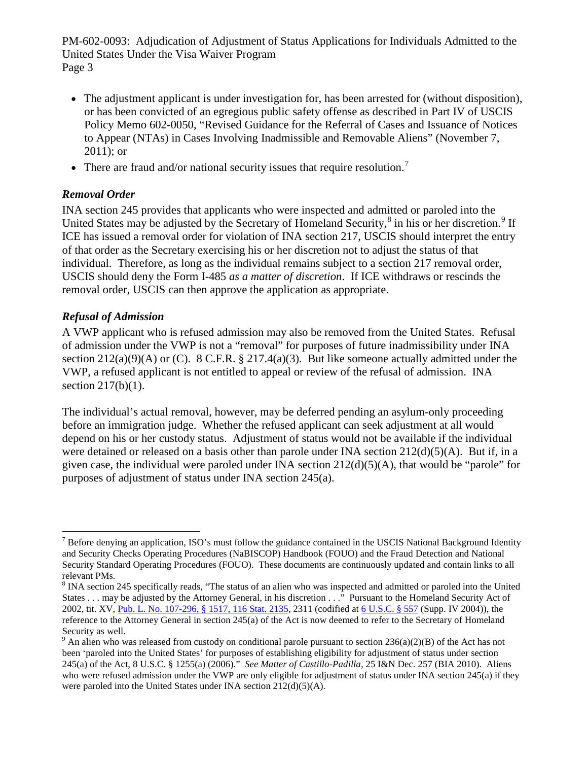- The adjustment applicant is under investigation for, has been arrested for (without disposition), or has been convicted of an egregious public safety offense as described in Part IV of USCIS Policy Memo 602-0050, "Revised Guidance for the Referral of Cases and Issuance of Notices to Appear (NTAs) in Cases Involving Inadmissible and Removable Aliens" (November 7, 2011); or
- There are fraud and/or national security issues that require resolution.[7]

### *Removal Order*

INA section 245 provides that applicants who were inspected and admitted or paroled into the United States may be adjusted by the Secretary of Homeland Security,[8] in his or her discretion.[9] If ICE has issued a removal order for violation of INA section 217, USCIS should interpret the entry of that order as the Secretary exercising his or her discretion not to adjust the status of that individual. Therefore, as long as the individual remains subject to a section 217 removal order, USCIS should deny the Form I-485 *as a matter of discretion*. If ICE withdraws or rescinds the removal order, USCIS can then approve the application as appropriate.

### *Refusal of Admission*

A VWP applicant who is refused admission may also be removed from the United States. Refusal of admission under the VWP is not a "removal" for purposes of future inadmissibility under INA section 212(a)(9)(A) or (C). 8 C.F.R. § 217.4(a)(3). But like someone actually admitted under the VWP, a refused applicant is not entitled to appeal or review of the refusal of admission. INA section 217(b)(1).

The individual's actual removal, however, may be deferred pending an asylum-only proceeding before an immigration judge. Whether the refused applicant can seek adjustment at all would depend on his or her custody status. Adjustment of status would not be available if the individual were detained or released on a basis other than parole under INA section 212(d)(5)(A). But if, in a given case, the individual were paroled under INA section 212(d)(5)(A), that would be "parole" for purposes of adjustment of status under INA section 245(a).

---

[7] Before denying an application, ISO's must follow the guidance contained in the USCIS National Background Identity and Security Checks Operating Procedures (NaBISCOP) Handbook (FOUO) and the Fraud Detection and National Security Standard Operating Procedures (FOUO). These documents are continuously updated and contain links to all relevant PMs.

[8] INA section 245 specifically reads, "The status of an alien who was inspected and admitted or paroled into the United States . . . may be adjusted by the Attorney General, in his discretion . . ." Pursuant to the Homeland Security Act of 2002, tit. XV, Pub. L. No. 107-296, § 1517, 116 Stat. 2135, 2311 (codified at 6 U.S.C. § 557 (Supp. IV 2004)), the reference to the Attorney General in section 245(a) of the Act is now deemed to refer to the Secretary of Homeland Security as well.

[9] An alien who was released from custody on conditional parole pursuant to section 236(a)(2)(B) of the Act has not been 'paroled into the United States' for purposes of establishing eligibility for adjustment of status under section 245(a) of the Act, 8 U.S.C. § 1255(a) (2006)." *See Matter of Castillo-Padilla*, 25 I&N Dec. 257 (BIA 2010). Aliens who were refused admission under the VWP are only eligible for adjustment of status under INA section 245(a) if they were paroled into the United States under INA section 212(d)(5)(A).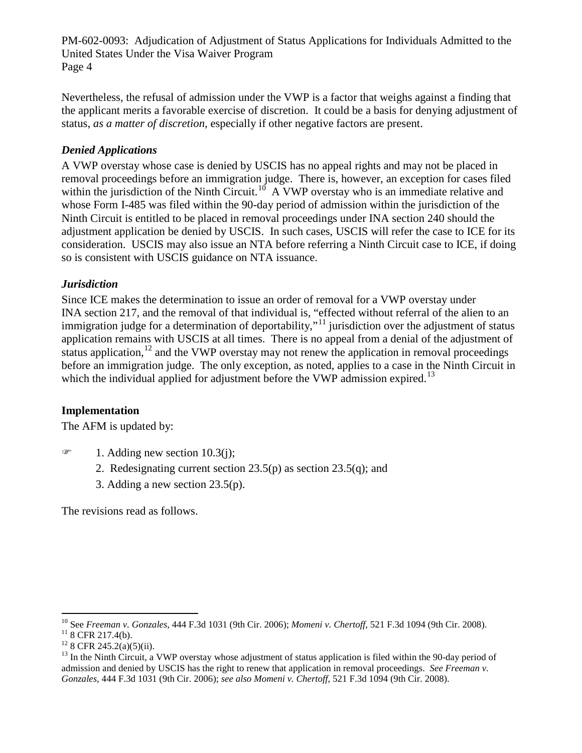Nevertheless, the refusal of admission under the VWP is a factor that weighs against a finding that the applicant merits a favorable exercise of discretion. It could be a basis for denying adjustment of status, *as a matter of discretion*, especially if other negative factors are present.

### *Denied Applications*

A VWP overstay whose case is denied by USCIS has no appeal rights and may not be placed in removal proceedings before an immigration judge. There is, however, an exception for cases filed within the jurisdiction of the Ninth Circuit.[10] A VWP overstay who is an immediate relative and whose Form I-485 was filed within the 90-day period of admission within the jurisdiction of the Ninth Circuit is entitled to be placed in removal proceedings under INA section 240 should the adjustment application be denied by USCIS. In such cases, USCIS will refer the case to ICE for its consideration. USCIS may also issue an NTA before referring a Ninth Circuit case to ICE, if doing so is consistent with USCIS guidance on NTA issuance.

### *Jurisdiction*

Since ICE makes the determination to issue an order of removal for a VWP overstay under INA section 217, and the removal of that individual is, "effected without referral of the alien to an immigration judge for a determination of deportability,"[11] jurisdiction over the adjustment of status application remains with USCIS at all times. There is no appeal from a denial of the adjustment of status application,[12] and the VWP overstay may not renew the application in removal proceedings before an immigration judge. The only exception, as noted, applies to a case in the Ninth Circuit in which the individual applied for adjustment before the VWP admission expired.[13]

## Implementation

The AFM is updated by:

☞ 1. Adding new section 10.3(j);
2. Redesignating current section 23.5(p) as section 23.5(q); and
3. Adding a new section 23.5(p).

The revisions read as follows.

---

[10] See *Freeman v. Gonzales*, 444 F.3d 1031 (9th Cir. 2006); *Momeni v. Chertoff*, 521 F.3d 1094 (9th Cir. 2008).
[11] 8 CFR 217.4(b).
[12] 8 CFR 245.2(a)(5)(ii).
[13] In the Ninth Circuit, a VWP overstay whose adjustment of status application is filed within the 90-day period of admission and denied by USCIS has the right to renew that application in removal proceedings. *See Freeman v. Gonzales*, 444 F.3d 1031 (9th Cir. 2006); *see also Momeni v. Chertoff*, 521 F.3d 1094 (9th Cir. 2008).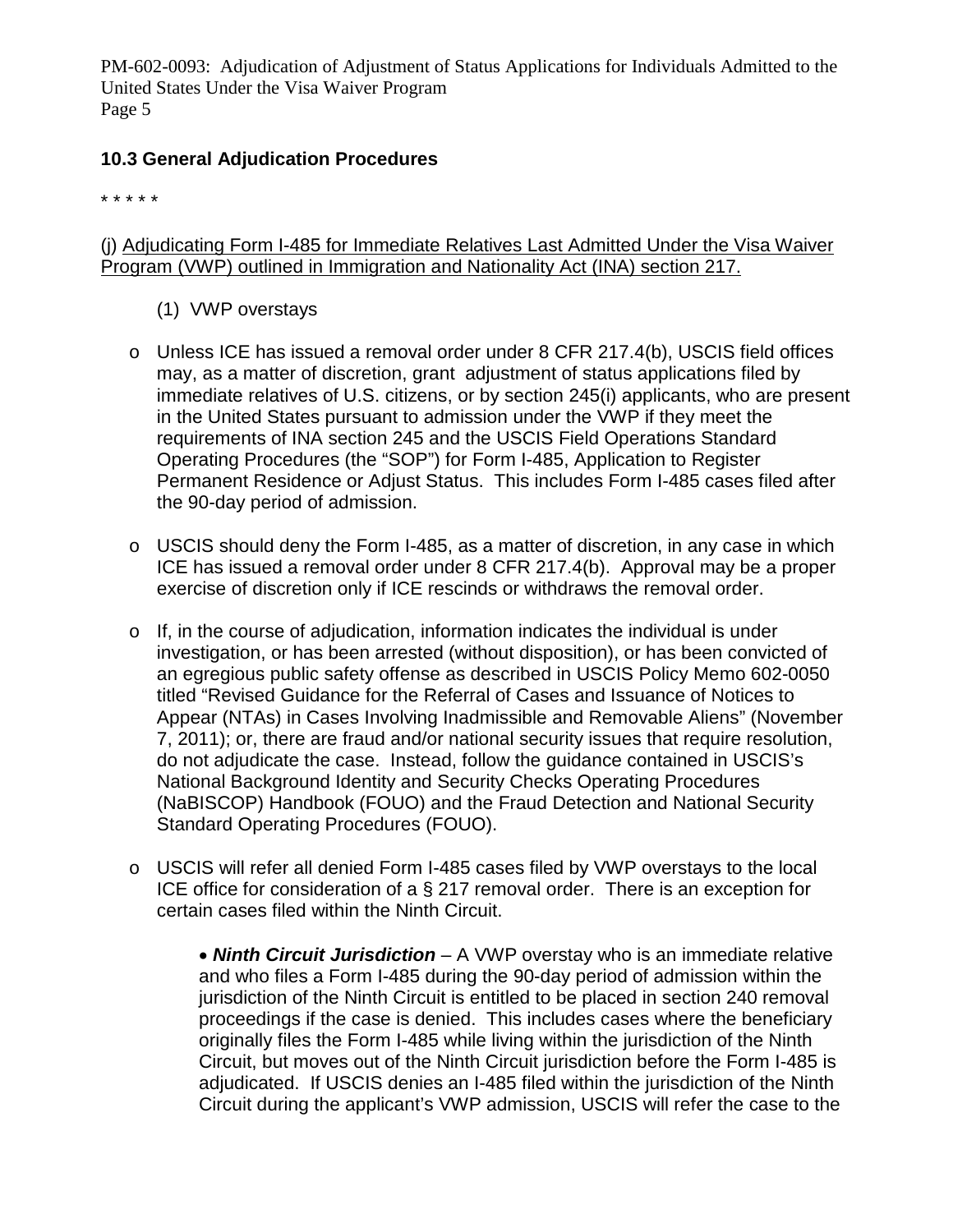## 10.3 General Adjudication Procedures

* * * * *

(j) Adjudicating Form I-485 for Immediate Relatives Last Admitted Under the Visa Waiver Program (VWP) outlined in Immigration and Nationality Act (INA) section 217.

(1) VWP overstays

- Unless ICE has issued a removal order under 8 CFR 217.4(b), USCIS field offices may, as a matter of discretion, grant adjustment of status applications filed by immediate relatives of U.S. citizens, or by section 245(i) applicants, who are present in the United States pursuant to admission under the VWP if they meet the requirements of INA section 245 and the USCIS Field Operations Standard Operating Procedures (the "SOP") for Form I-485, Application to Register Permanent Residence or Adjust Status. This includes Form I-485 cases filed after the 90-day period of admission.

- USCIS should deny the Form I-485, as a matter of discretion, in any case in which ICE has issued a removal order under 8 CFR 217.4(b). Approval may be a proper exercise of discretion only if ICE rescinds or withdraws the removal order.

- If, in the course of adjudication, information indicates the individual is under investigation, or has been arrested (without disposition), or has been convicted of an egregious public safety offense as described in USCIS Policy Memo 602-0050 titled "Revised Guidance for the Referral of Cases and Issuance of Notices to Appear (NTAs) in Cases Involving Inadmissible and Removable Aliens" (November 7, 2011); or, there are fraud and/or national security issues that require resolution, do not adjudicate the case. Instead, follow the guidance contained in USCIS's National Background Identity and Security Checks Operating Procedures (NaBISCOP) Handbook (FOUO) and the Fraud Detection and National Security Standard Operating Procedures (FOUO).

- USCIS will refer all denied Form I-485 cases filed by VWP overstays to the local ICE office for consideration of a § 217 removal order. There is an exception for certain cases filed within the Ninth Circuit.

  - ***Ninth Circuit Jurisdiction*** – A VWP overstay who is an immediate relative and who files a Form I-485 during the 90-day period of admission within the jurisdiction of the Ninth Circuit is entitled to be placed in section 240 removal proceedings if the case is denied. This includes cases where the beneficiary originally files the Form I-485 while living within the jurisdiction of the Ninth Circuit, but moves out of the Ninth Circuit jurisdiction before the Form I-485 is adjudicated. If USCIS denies an I-485 filed within the jurisdiction of the Ninth Circuit during the applicant's VWP admission, USCIS will refer the case to the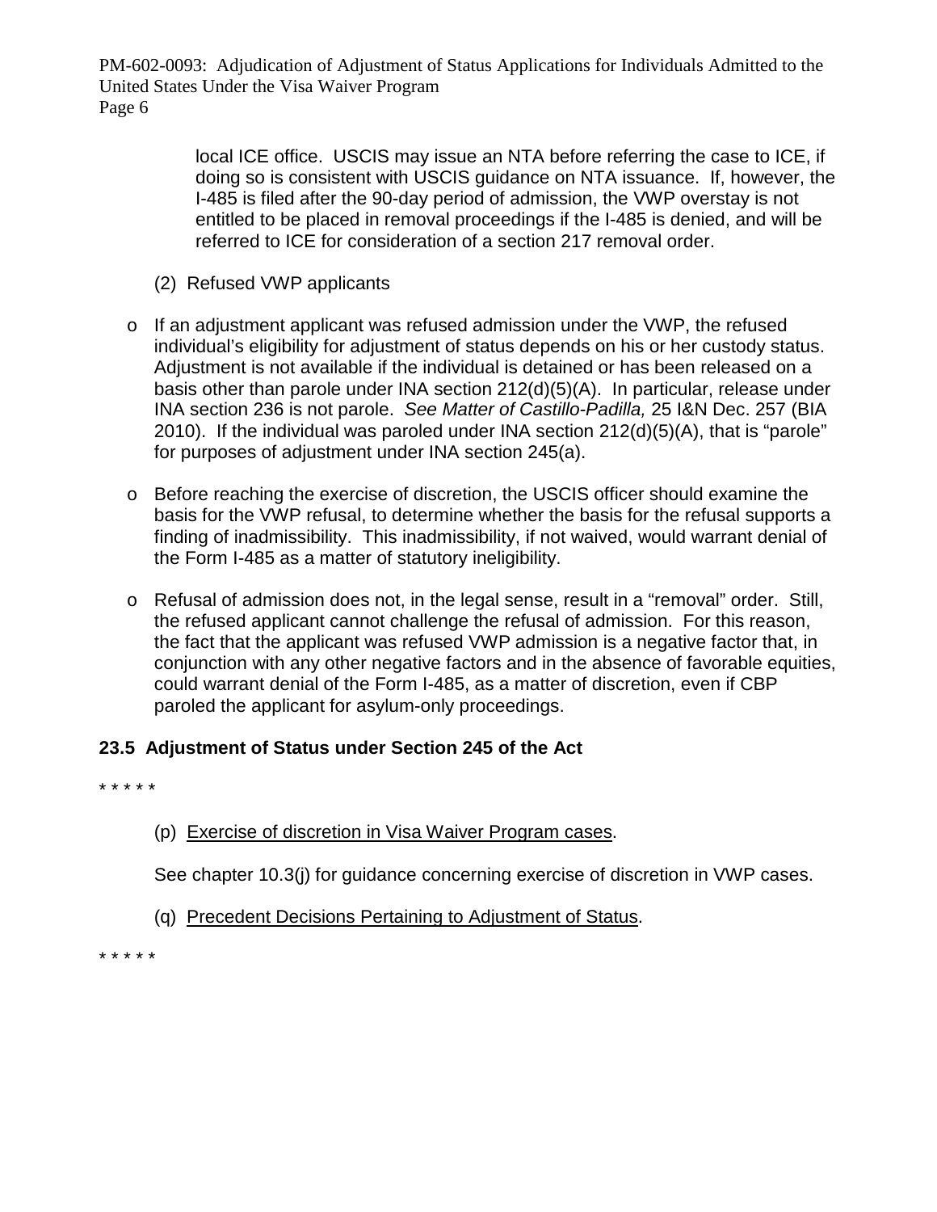local ICE office. USCIS may issue an NTA before referring the case to ICE, if doing so is consistent with USCIS guidance on NTA issuance. If, however, the I-485 is filed after the 90-day period of admission, the VWP overstay is not entitled to be placed in removal proceedings if the I-485 is denied, and will be referred to ICE for consideration of a section 217 removal order.

(2) Refused VWP applicants

- If an adjustment applicant was refused admission under the VWP, the refused individual's eligibility for adjustment of status depends on his or her custody status. Adjustment is not available if the individual is detained or has been released on a basis other than parole under INA section 212(d)(5)(A). In particular, release under INA section 236 is not parole. *See Matter of Castillo-Padilla,* 25 I&N Dec. 257 (BIA 2010). If the individual was paroled under INA section 212(d)(5)(A), that is "parole" for purposes of adjustment under INA section 245(a).

- Before reaching the exercise of discretion, the USCIS officer should examine the basis for the VWP refusal, to determine whether the basis for the refusal supports a finding of inadmissibility. This inadmissibility, if not waived, would warrant denial of the Form I-485 as a matter of statutory ineligibility.

- Refusal of admission does not, in the legal sense, result in a "removal" order. Still, the refused applicant cannot challenge the refusal of admission. For this reason, the fact that the applicant was refused VWP admission is a negative factor that, in conjunction with any other negative factors and in the absence of favorable equities, could warrant denial of the Form I-485, as a matter of discretion, even if CBP paroled the applicant for asylum-only proceedings.

**23.5 Adjustment of Status under Section 245 of the Act**

* * * * *

(p) <u>Exercise of discretion in Visa Waiver Program cases</u>.

See chapter 10.3(j) for guidance concerning exercise of discretion in VWP cases.

(q) <u>Precedent Decisions Pertaining to Adjustment of Status</u>.

* * * * *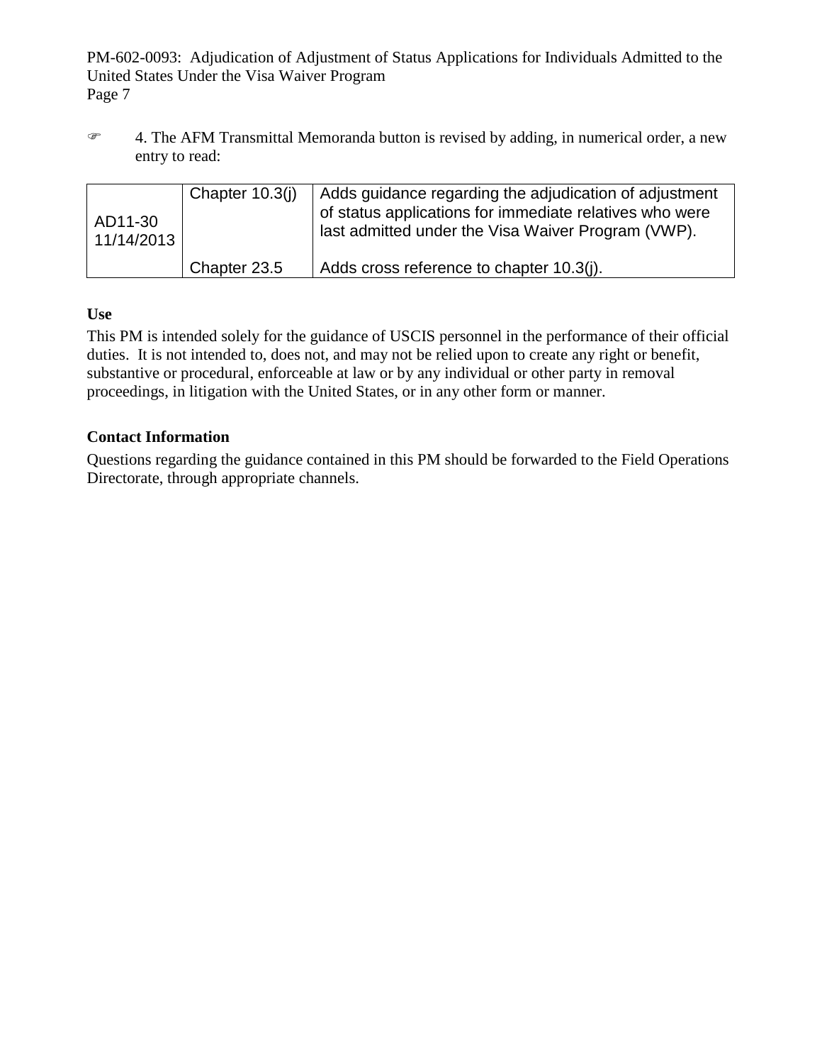☞ 4. The AFM Transmittal Memoranda button is revised by adding, in numerical order, a new entry to read:

| | | |
|---|---|---|
| AD11-30 11/14/2013 | Chapter 10.3(j) | Adds guidance regarding the adjudication of adjustment of status applications for immediate relatives who were last admitted under the Visa Waiver Program (VWP). |
| | Chapter 23.5 | Adds cross reference to chapter 10.3(j). |

**Use**

This PM is intended solely for the guidance of USCIS personnel in the performance of their official duties. It is not intended to, does not, and may not be relied upon to create any right or benefit, substantive or procedural, enforceable at law or by any individual or other party in removal proceedings, in litigation with the United States, or in any other form or manner.

**Contact Information**

Questions regarding the guidance contained in this PM should be forwarded to the Field Operations Directorate, through appropriate channels.